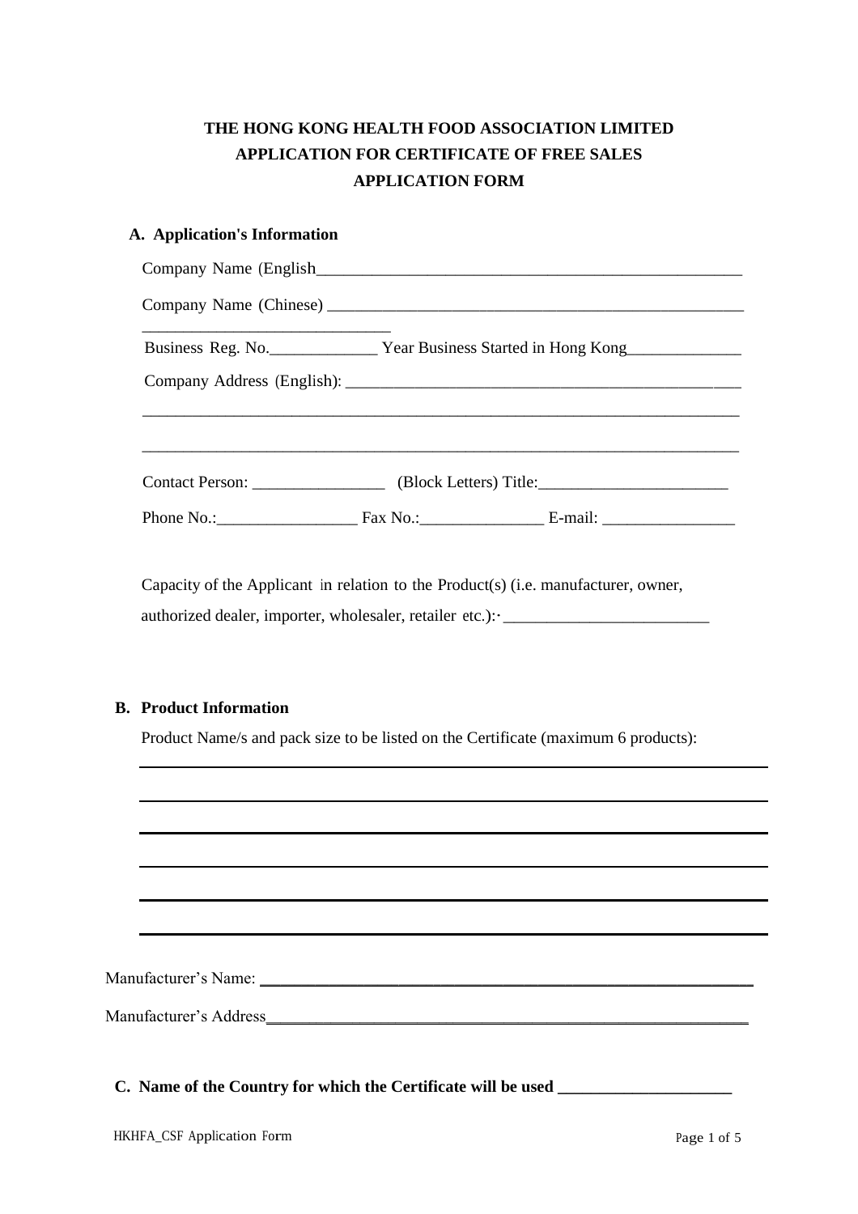**THE HONG KONG HEALTH FOOD ASSOCIATION LIMITED**
**APPLICATION FOR CERTIFICATE OF FREE SALES**
**APPLICATION FORM**

**A. Application's Information**

Company Name (English_____________________________________________________

Company Name (Chinese) ___________________________________________________

_____________________________

Business Reg. No.____________ Year Business Started in Hong Kong_____________

Company Address (English): _______________________________________________

______________________________________________________________________

______________________________________________________________________

Contact Person: ________________ (Block Letters) Title:______________________

Phone No.:_________________ Fax No.:_______________ E-mail: ________________

Capacity of the Applicant in relation to the Product(s) (i.e. manufacturer, owner, authorized dealer, importer, wholesaler, retailer etc.):· _________________________

**B. Product Information**

Product Name/s and pack size to be listed on the Certificate (maximum 6 products):

______________________________________________________________________

______________________________________________________________________

______________________________________________________________________

______________________________________________________________________

______________________________________________________________________

______________________________________________________________________

Manufacturer's Name: ____________________________________________________

Manufacturer's Address___________________________________________________

**C. Name of the Country for which the Certificate will be used ____________________**

HKHFA_CSF Application Form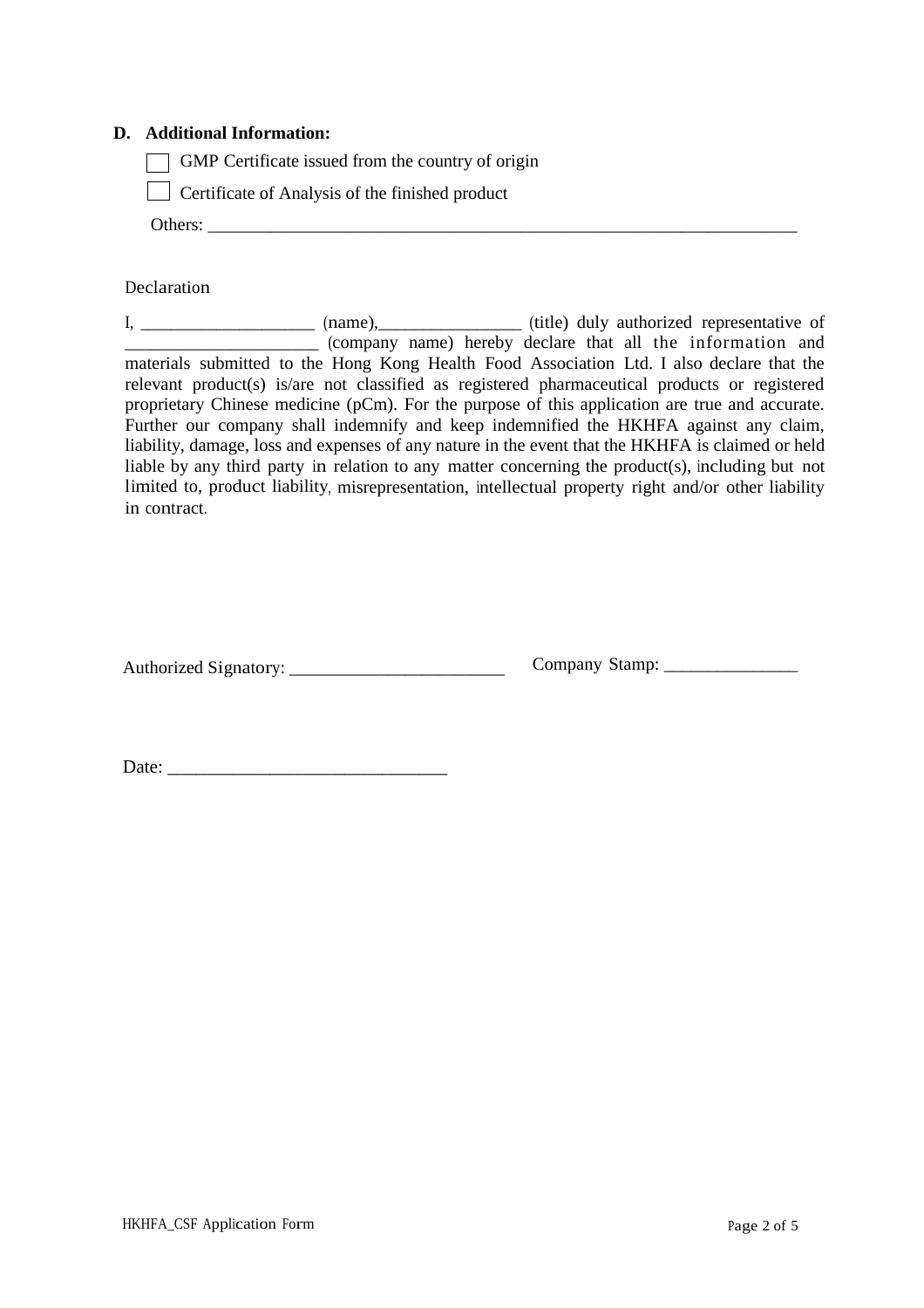**D. Additional Information:**

☐ GMP Certificate issued from the country of origin

☐ Certificate of Analysis of the finished product

Others: ____________________________________________________________________

Declaration

I, ___________________ (name),________________ (title) duly authorized representative of _____________________ (company name) hereby declare that all the information and materials submitted to the Hong Kong Health Food Association Ltd. I also declare that the relevant product(s) is/are not classified as registered pharmaceutical products or registered proprietary Chinese medicine (pCm). For the purpose of this application are true and accurate. Further our company shall indemnify and keep indemnified the HKHFA against any claim, liability, damage, loss and expenses of any nature in the event that the HKHFA is claimed or held liable by any third party in relation to any matter concerning the product(s), including but not limited to, product liability, misrepresentation, intellectual property right and/or other liability in contract.

Authorized Signatory: ________________________ Company Stamp: _______________

Date: ______________________________

HKHFA_CSF Application Form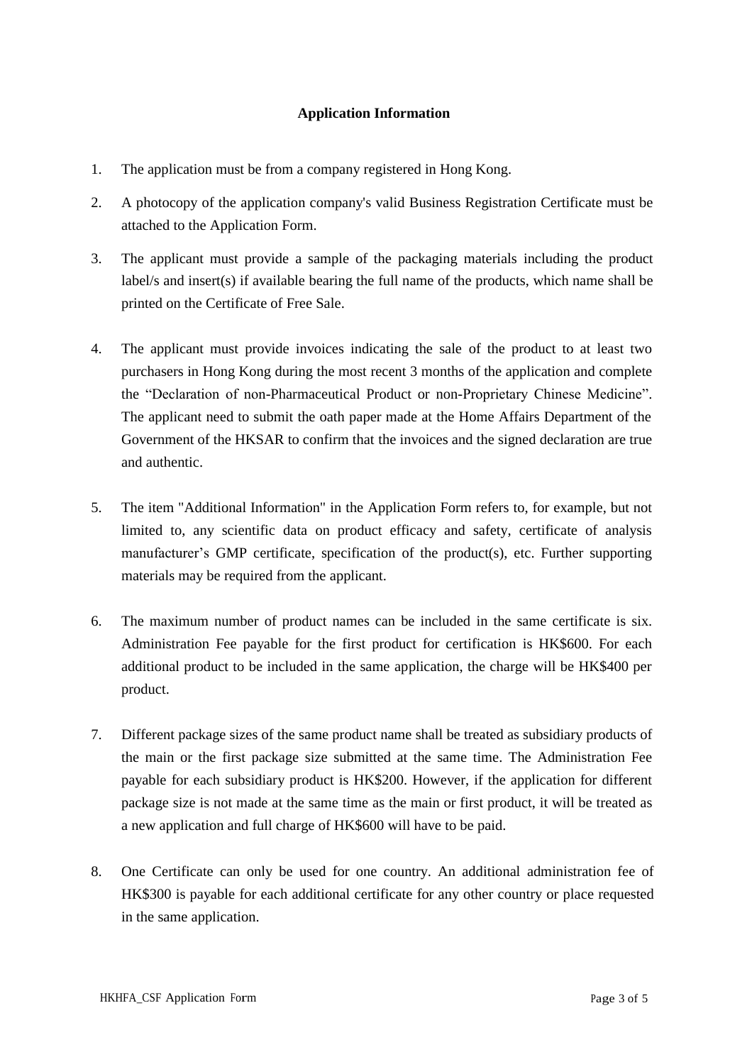**Application Information**

1. The application must be from a company registered in Hong Kong.

2. A photocopy of the application company's valid Business Registration Certificate must be attached to the Application Form.

3. The applicant must provide a sample of the packaging materials including the product label/s and insert(s) if available bearing the full name of the products, which name shall be printed on the Certificate of Free Sale.

4. The applicant must provide invoices indicating the sale of the product to at least two purchasers in Hong Kong during the most recent 3 months of the application and complete the “Declaration of non-Pharmaceutical Product or non-Proprietary Chinese Medicine”. The applicant need to submit the oath paper made at the Home Affairs Department of the Government of the HKSAR to confirm that the invoices and the signed declaration are true and authentic.

5. The item "Additional Information" in the Application Form refers to, for example, but not limited to, any scientific data on product efficacy and safety, certificate of analysis manufacturer’s GMP certificate, specification of the product(s), etc. Further supporting materials may be required from the applicant.

6. The maximum number of product names can be included in the same certificate is six. Administration Fee payable for the first product for certification is HK$600. For each additional product to be included in the same application, the charge will be HK$400 per product.

7. Different package sizes of the same product name shall be treated as subsidiary products of the main or the first package size submitted at the same time. The Administration Fee payable for each subsidiary product is HK$200. However, if the application for different package size is not made at the same time as the main or first product, it will be treated as a new application and full charge of HK$600 will have to be paid.

8. One Certificate can only be used for one country. An additional administration fee of HK$300 is payable for each additional certificate for any other country or place requested in the same application.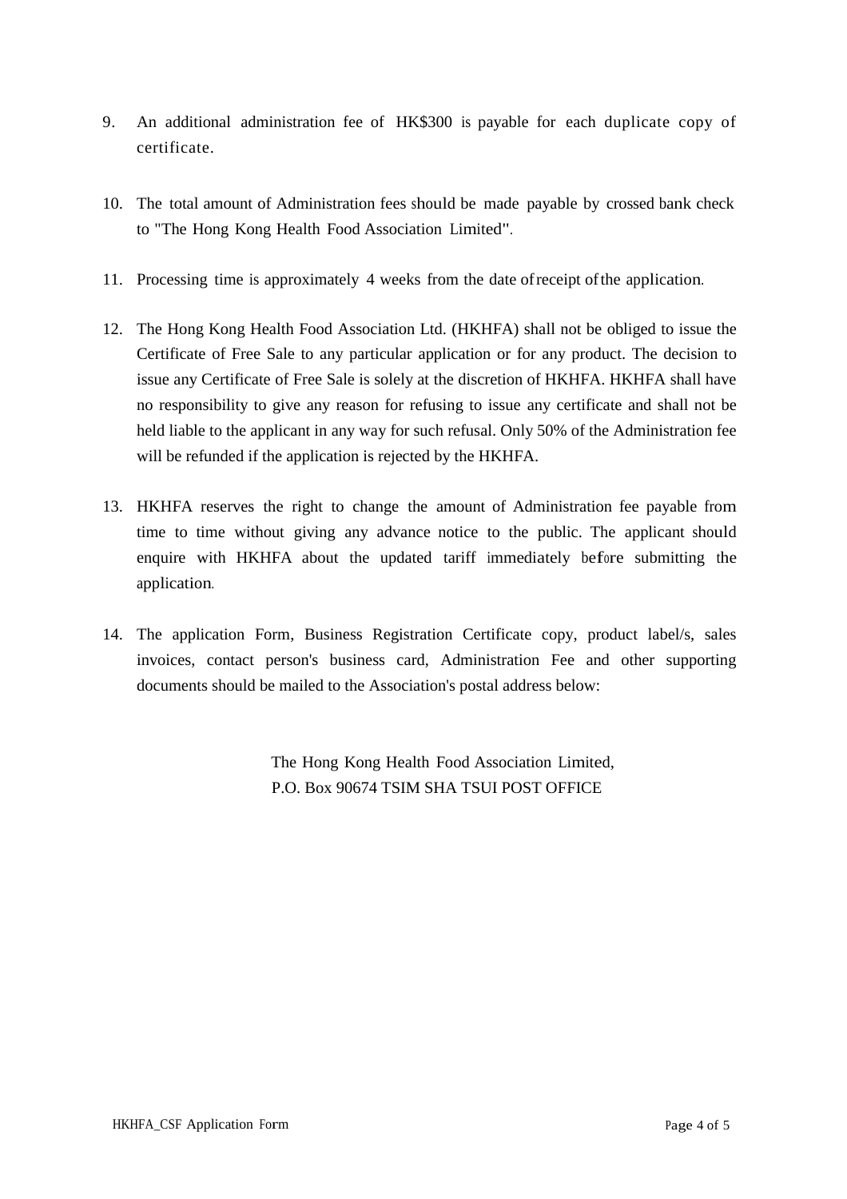9. An additional administration fee of HK$300 is payable for each duplicate copy of certificate.

10. The total amount of Administration fees should be made payable by crossed bank check to "The Hong Kong Health Food Association Limited".

11. Processing time is approximately 4 weeks from the date of receipt of the application.

12. The Hong Kong Health Food Association Ltd. (HKHFA) shall not be obliged to issue the Certificate of Free Sale to any particular application or for any product. The decision to issue any Certificate of Free Sale is solely at the discretion of HKHFA. HKHFA shall have no responsibility to give any reason for refusing to issue any certificate and shall not be held liable to the applicant in any way for such refusal. Only 50% of the Administration fee will be refunded if the application is rejected by the HKHFA.

13. HKHFA reserves the right to change the amount of Administration fee payable from time to time without giving any advance notice to the public. The applicant should enquire with HKHFA about the updated tariff immediately before submitting the application.

14. The application Form, Business Registration Certificate copy, product label/s, sales invoices, contact person's business card, Administration Fee and other supporting documents should be mailed to the Association's postal address below:

The Hong Kong Health Food Association Limited,
P.O. Box 90674 TSIM SHA TSUI POST OFFICE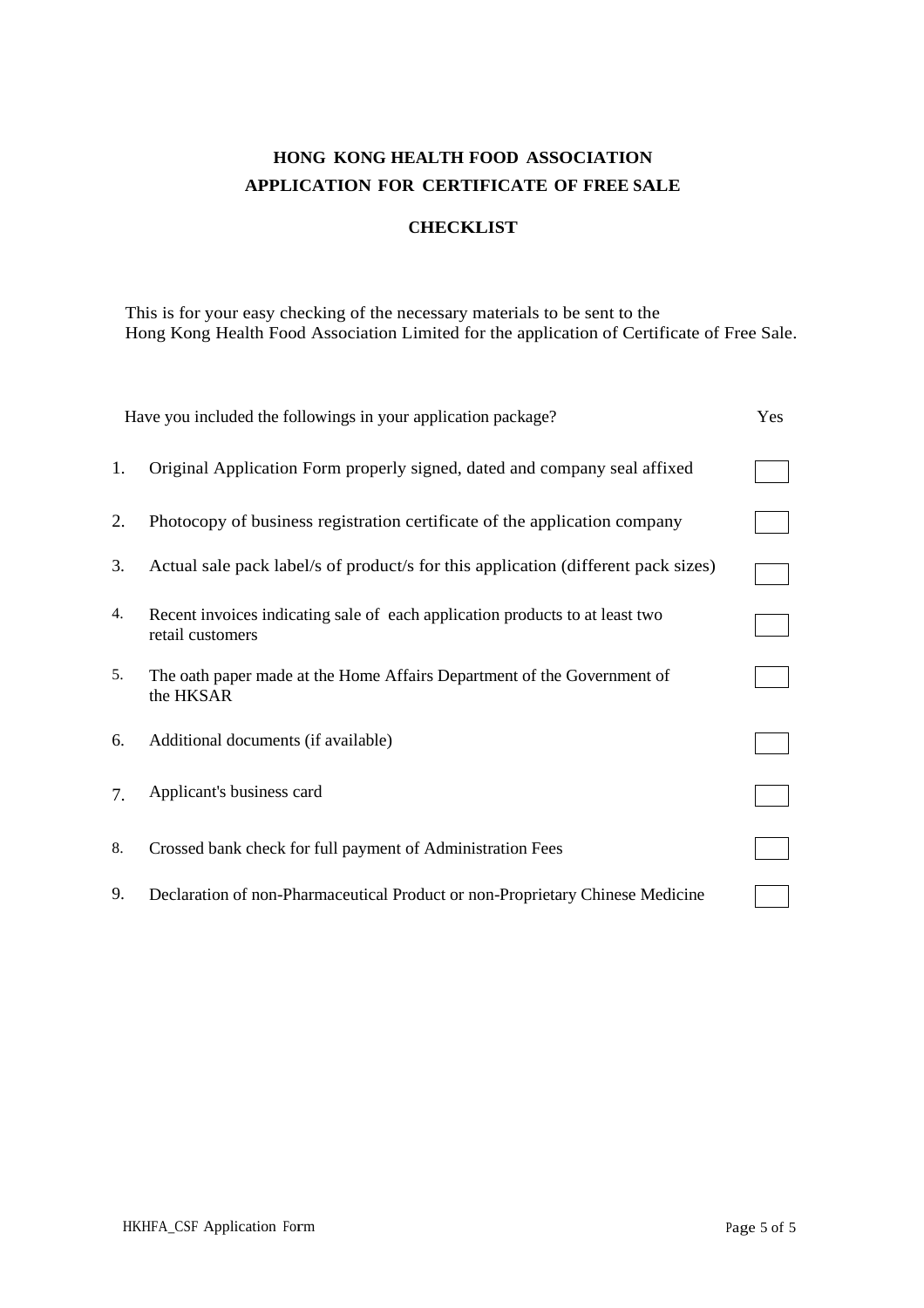**HONG KONG HEALTH FOOD ASSOCIATION**
**APPLICATION FOR CERTIFICATE OF FREE SALE**

**CHECKLIST**

This is for your easy checking of the necessary materials to be sent to the Hong Kong Health Food Association Limited for the application of Certificate of Free Sale.

| | Have you included the followings in your application package? | Yes |
|---|---|---|
| 1. | Original Application Form properly signed, dated and company seal affixed | ☐ |
| 2. | Photocopy of business registration certificate of the application company | ☐ |
| 3. | Actual sale pack label/s of product/s for this application (different pack sizes) | ☐ |
| 4. | Recent invoices indicating sale of each application products to at least two retail customers | ☐ |
| 5. | The oath paper made at the Home Affairs Department of the Government of the HKSAR | ☐ |
| 6. | Additional documents (if available) | ☐ |
| 7. | Applicant's business card | ☐ |
| 8. | Crossed bank check for full payment of Administration Fees | ☐ |
| 9. | Declaration of non-Pharmaceutical Product or non-Proprietary Chinese Medicine | ☐ |

HKHFA_CSF Application Form